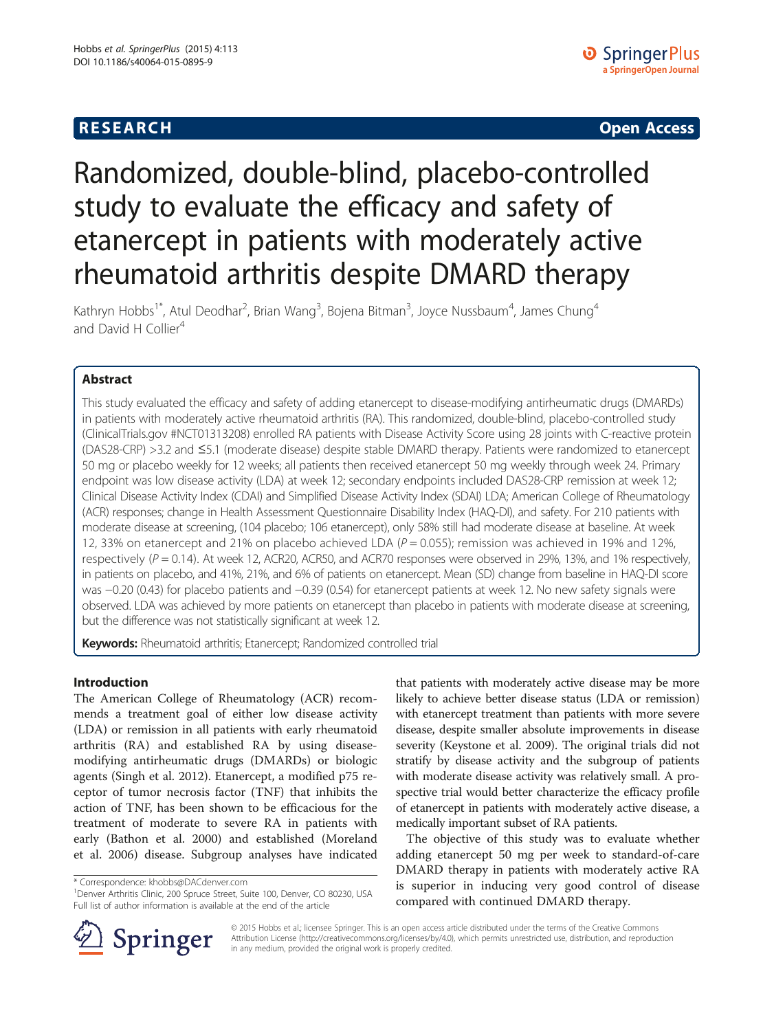RESEARCH Open Access

# Randomized, double-blind, placebo-controlled study to evaluate the efficacy and safety of etanercept in patients with moderately active rheumatoid arthritis despite DMARD therapy

Kathryn Hobbs[1*], Atul Deodhar[2], Brian Wang[3], Bojena Bitman[3], Joyce Nussbaum[4], James Chung[4] and David H Collier[4]

## Abstract

This study evaluated the efficacy and safety of adding etanercept to disease-modifying antirheumatic drugs (DMARDs) in patients with moderately active rheumatoid arthritis (RA). This randomized, double-blind, placebo-controlled study (ClinicalTrials.gov #NCT01313208) enrolled RA patients with Disease Activity Score using 28 joints with C-reactive protein (DAS28-CRP) >3.2 and ≤5.1 (moderate disease) despite stable DMARD therapy. Patients were randomized to etanercept 50 mg or placebo weekly for 12 weeks; all patients then received etanercept 50 mg weekly through week 24. Primary endpoint was low disease activity (LDA) at week 12; secondary endpoints included DAS28-CRP remission at week 12; Clinical Disease Activity Index (CDAI) and Simplified Disease Activity Index (SDAI) LDA; American College of Rheumatology (ACR) responses; change in Health Assessment Questionnaire Disability Index (HAQ-DI), and safety. For 210 patients with moderate disease at screening, (104 placebo; 106 etanercept), only 58% still had moderate disease at baseline. At week 12, 33% on etanercept and 21% on placebo achieved LDA ($P = 0.055$); remission was achieved in 19% and 12%, respectively ($P = 0.14$). At week 12, ACR20, ACR50, and ACR70 responses were observed in 29%, 13%, and 1% respectively, in patients on placebo, and 41%, 21%, and 6% of patients on etanercept. Mean (SD) change from baseline in HAQ-DI score was −0.20 (0.43) for placebo patients and −0.39 (0.54) for etanercept patients at week 12. No new safety signals were observed. LDA was achieved by more patients on etanercept than placebo in patients with moderate disease at screening, but the difference was not statistically significant at week 12.

**Keywords:** Rheumatoid arthritis; Etanercept; Randomized controlled trial

## Introduction

The American College of Rheumatology (ACR) recommends a treatment goal of either low disease activity (LDA) or remission in all patients with early rheumatoid arthritis (RA) and established RA by using disease-modifying antirheumatic drugs (DMARDs) or biologic agents (Singh et al. 2012). Etanercept, a modified p75 receptor of tumor necrosis factor (TNF) that inhibits the action of TNF, has been shown to be efficacious for the treatment of moderate to severe RA in patients with early (Bathon et al. 2000) and established (Moreland et al. 2006) disease. Subgroup analyses have indicated that patients with moderately active disease may be more likely to achieve better disease status (LDA or remission) with etanercept treatment than patients with more severe disease, despite smaller absolute improvements in disease severity (Keystone et al. 2009). The original trials did not stratify by disease activity and the subgroup of patients with moderate disease activity was relatively small. A prospective trial would better characterize the efficacy profile of etanercept in patients with moderately active disease, a medically important subset of RA patients.

The objective of this study was to evaluate whether adding etanercept 50 mg per week to standard-of-care DMARD therapy in patients with moderately active RA is superior in inducing very good control of disease compared with continued DMARD therapy.

\* Correspondence: khobbs@DACdenver.com
[1]Denver Arthritis Clinic, 200 Spruce Street, Suite 100, Denver, CO 80230, USA
Full list of author information is available at the end of the article

© 2015 Hobbs et al.; licensee Springer. This is an open access article distributed under the terms of the Creative Commons Attribution License (http://creativecommons.org/licenses/by/4.0), which permits unrestricted use, distribution, and reproduction in any medium, provided the original work is properly credited.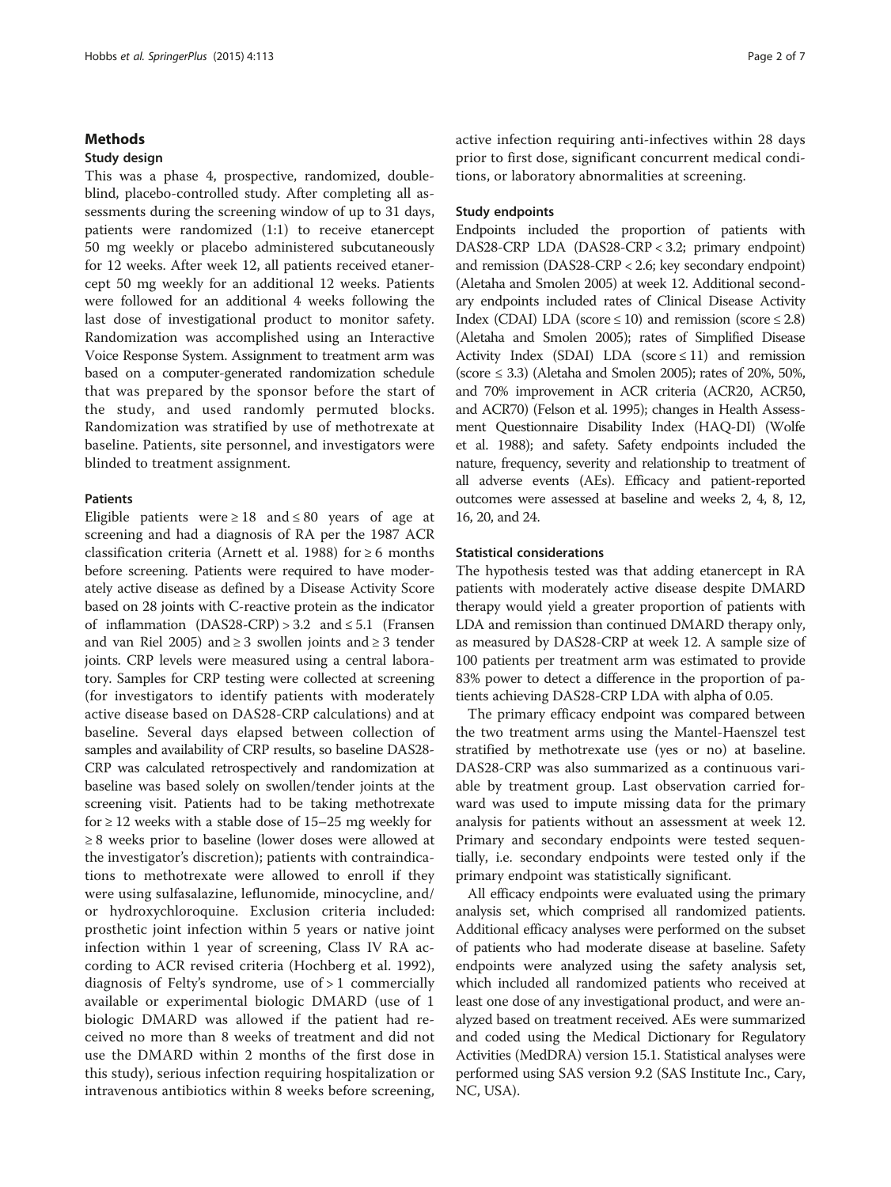## Methods

### Study design

This was a phase 4, prospective, randomized, double-blind, placebo-controlled study. After completing all assessments during the screening window of up to 31 days, patients were randomized (1:1) to receive etanercept 50 mg weekly or placebo administered subcutaneously for 12 weeks. After week 12, all patients received etanercept 50 mg weekly for an additional 12 weeks. Patients were followed for an additional 4 weeks following the last dose of investigational product to monitor safety. Randomization was accomplished using an Interactive Voice Response System. Assignment to treatment arm was based on a computer-generated randomization schedule that was prepared by the sponsor before the start of the study, and used randomly permuted blocks. Randomization was stratified by use of methotrexate at baseline. Patients, site personnel, and investigators were blinded to treatment assignment.

### Patients

Eligible patients were ≥ 18 and ≤ 80 years of age at screening and had a diagnosis of RA per the 1987 ACR classification criteria (Arnett et al. 1988) for ≥ 6 months before screening. Patients were required to have moderately active disease as defined by a Disease Activity Score based on 28 joints with C-reactive protein as the indicator of inflammation (DAS28-CRP) > 3.2 and ≤ 5.1 (Fransen and van Riel 2005) and ≥ 3 swollen joints and ≥ 3 tender joints. CRP levels were measured using a central laboratory. Samples for CRP testing were collected at screening (for investigators to identify patients with moderately active disease based on DAS28-CRP calculations) and at baseline. Several days elapsed between collection of samples and availability of CRP results, so baseline DAS28-CRP was calculated retrospectively and randomization at baseline was based solely on swollen/tender joints at the screening visit. Patients had to be taking methotrexate for ≥ 12 weeks with a stable dose of 15–25 mg weekly for ≥ 8 weeks prior to baseline (lower doses were allowed at the investigator's discretion); patients with contraindications to methotrexate were allowed to enroll if they were using sulfasalazine, leflunomide, minocycline, and/or hydroxychloroquine. Exclusion criteria included: prosthetic joint infection within 5 years or native joint infection within 1 year of screening, Class IV RA according to ACR revised criteria (Hochberg et al. 1992), diagnosis of Felty's syndrome, use of > 1 commercially available or experimental biologic DMARD (use of 1 biologic DMARD was allowed if the patient had received no more than 8 weeks of treatment and did not use the DMARD within 2 months of the first dose in this study), serious infection requiring hospitalization or intravenous antibiotics within 8 weeks before screening, active infection requiring anti-infectives within 28 days prior to first dose, significant concurrent medical conditions, or laboratory abnormalities at screening.

### Study endpoints

Endpoints included the proportion of patients with DAS28-CRP LDA (DAS28-CRP < 3.2; primary endpoint) and remission (DAS28-CRP < 2.6; key secondary endpoint) (Aletaha and Smolen 2005) at week 12. Additional secondary endpoints included rates of Clinical Disease Activity Index (CDAI) LDA (score ≤ 10) and remission (score ≤ 2.8) (Aletaha and Smolen 2005); rates of Simplified Disease Activity Index (SDAI) LDA (score ≤ 11) and remission (score ≤ 3.3) (Aletaha and Smolen 2005); rates of 20%, 50%, and 70% improvement in ACR criteria (ACR20, ACR50, and ACR70) (Felson et al. 1995); changes in Health Assessment Questionnaire Disability Index (HAQ-DI) (Wolfe et al. 1988); and safety. Safety endpoints included the nature, frequency, severity and relationship to treatment of all adverse events (AEs). Efficacy and patient-reported outcomes were assessed at baseline and weeks 2, 4, 8, 12, 16, 20, and 24.

### Statistical considerations

The hypothesis tested was that adding etanercept in RA patients with moderately active disease despite DMARD therapy would yield a greater proportion of patients with LDA and remission than continued DMARD therapy only, as measured by DAS28-CRP at week 12. A sample size of 100 patients per treatment arm was estimated to provide 83% power to detect a difference in the proportion of patients achieving DAS28-CRP LDA with alpha of 0.05.

The primary efficacy endpoint was compared between the two treatment arms using the Mantel-Haenszel test stratified by methotrexate use (yes or no) at baseline. DAS28-CRP was also summarized as a continuous variable by treatment group. Last observation carried forward was used to impute missing data for the primary analysis for patients without an assessment at week 12. Primary and secondary endpoints were tested sequentially, i.e. secondary endpoints were tested only if the primary endpoint was statistically significant.

All efficacy endpoints were evaluated using the primary analysis set, which comprised all randomized patients. Additional efficacy analyses were performed on the subset of patients who had moderate disease at baseline. Safety endpoints were analyzed using the safety analysis set, which included all randomized patients who received at least one dose of any investigational product, and were analyzed based on treatment received. AEs were summarized and coded using the Medical Dictionary for Regulatory Activities (MedDRA) version 15.1. Statistical analyses were performed using SAS version 9.2 (SAS Institute Inc., Cary, NC, USA).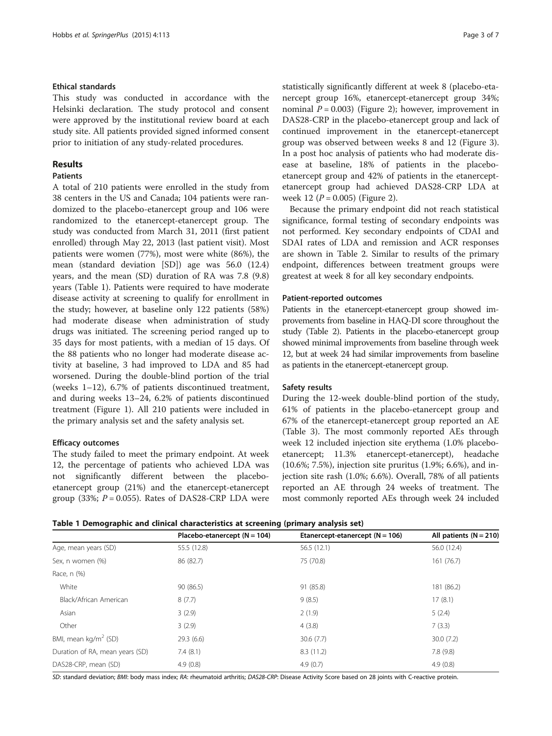### Ethical standards

This study was conducted in accordance with the Helsinki declaration. The study protocol and consent were approved by the institutional review board at each study site. All patients provided signed informed consent prior to initiation of any study-related procedures.

## Results

### Patients

A total of 210 patients were enrolled in the study from 38 centers in the US and Canada; 104 patients were randomized to the placebo-etanercept group and 106 were randomized to the etanercept-etanercept group. The study was conducted from March 31, 2011 (first patient enrolled) through May 22, 2013 (last patient visit). Most patients were women (77%), most were white (86%), the mean (standard deviation [SD]) age was 56.0 (12.4) years, and the mean (SD) duration of RA was 7.8 (9.8) years (Table 1). Patients were required to have moderate disease activity at screening to qualify for enrollment in the study; however, at baseline only 122 patients (58%) had moderate disease when administration of study drugs was initiated. The screening period ranged up to 35 days for most patients, with a median of 15 days. Of the 88 patients who no longer had moderate disease activity at baseline, 3 had improved to LDA and 85 had worsened. During the double-blind portion of the trial (weeks 1–12), 6.7% of patients discontinued treatment, and during weeks 13–24, 6.2% of patients discontinued treatment (Figure 1). All 210 patients were included in the primary analysis set and the safety analysis set.

### Efficacy outcomes

The study failed to meet the primary endpoint. At week 12, the percentage of patients who achieved LDA was not significantly different between the placebo-etanercept group (21%) and the etanercept-etanercept group (33%; $P = 0.055$). Rates of DAS28-CRP LDA were statistically significantly different at week 8 (placebo-etanercept group 16%, etanercept-etanercept group 34%; nominal $P = 0.003$) (Figure 2); however, improvement in DAS28-CRP in the placebo-etanercept group and lack of continued improvement in the etanercept-etanercept group was observed between weeks 8 and 12 (Figure 3). In a post hoc analysis of patients who had moderate disease at baseline, 18% of patients in the placebo-etanercept group and 42% of patients in the etanercept-etanercept group had achieved DAS28-CRP LDA at week 12 ($P = 0.005$) (Figure 2).

Because the primary endpoint did not reach statistical significance, formal testing of secondary endpoints was not performed. Key secondary endpoints of CDAI and SDAI rates of LDA and remission and ACR responses are shown in Table 2. Similar to results of the primary endpoint, differences between treatment groups were greatest at week 8 for all key secondary endpoints.

### Patient-reported outcomes

Patients in the etanercept-etanercept group showed improvements from baseline in HAQ-DI score throughout the study (Table 2). Patients in the placebo-etanercept group showed minimal improvements from baseline through week 12, but at week 24 had similar improvements from baseline as patients in the etanercept-etanercept group.

### Safety results

During the 12-week double-blind portion of the study, 61% of patients in the placebo-etanercept group and 67% of the etanercept-etanercept group reported an AE (Table 3). The most commonly reported AEs through week 12 included injection site erythema (1.0% placebo-etanercept; 11.3% etanercept-etanercept), headache (10.6%; 7.5%), injection site pruritus (1.9%; 6.6%), and injection site rash (1.0%; 6.6%). Overall, 78% of all patients reported an AE through 24 weeks of treatment. The most commonly reported AEs through week 24 included

**Table 1 Demographic and clinical characteristics at screening (primary analysis set)**

| | Placebo-etanercept (N = 104) | Etanercept-etanercept (N = 106) | All patients (N = 210) |
|---|---|---|---|
| Age, mean years (SD) | 55.5 (12.8) | 56.5 (12.1) | 56.0 (12.4) |
| Sex, n women (%) | 86 (82.7) | 75 (70.8) | 161 (76.7) |
| Race, n (%) | | | |
| White | 90 (86.5) | 91 (85.8) | 181 (86.2) |
| Black/African American | 8 (7.7) | 9 (8.5) | 17 (8.1) |
| Asian | 3 (2.9) | 2 (1.9) | 5 (2.4) |
| Other | 3 (2.9) | 4 (3.8) | 7 (3.3) |
| BMI, mean kg/m$^2$ (SD) | 29.3 (6.6) | 30.6 (7.7) | 30.0 (7.2) |
| Duration of RA, mean years (SD) | 7.4 (8.1) | 8.3 (11.2) | 7.8 (9.8) |
| DAS28-CRP, mean (SD) | 4.9 (0.8) | 4.9 (0.7) | 4.9 (0.8) |

*SD*: standard deviation; *BMI*: body mass index; *RA*: rheumatoid arthritis; *DAS28-CRP*: Disease Activity Score based on 28 joints with C-reactive protein.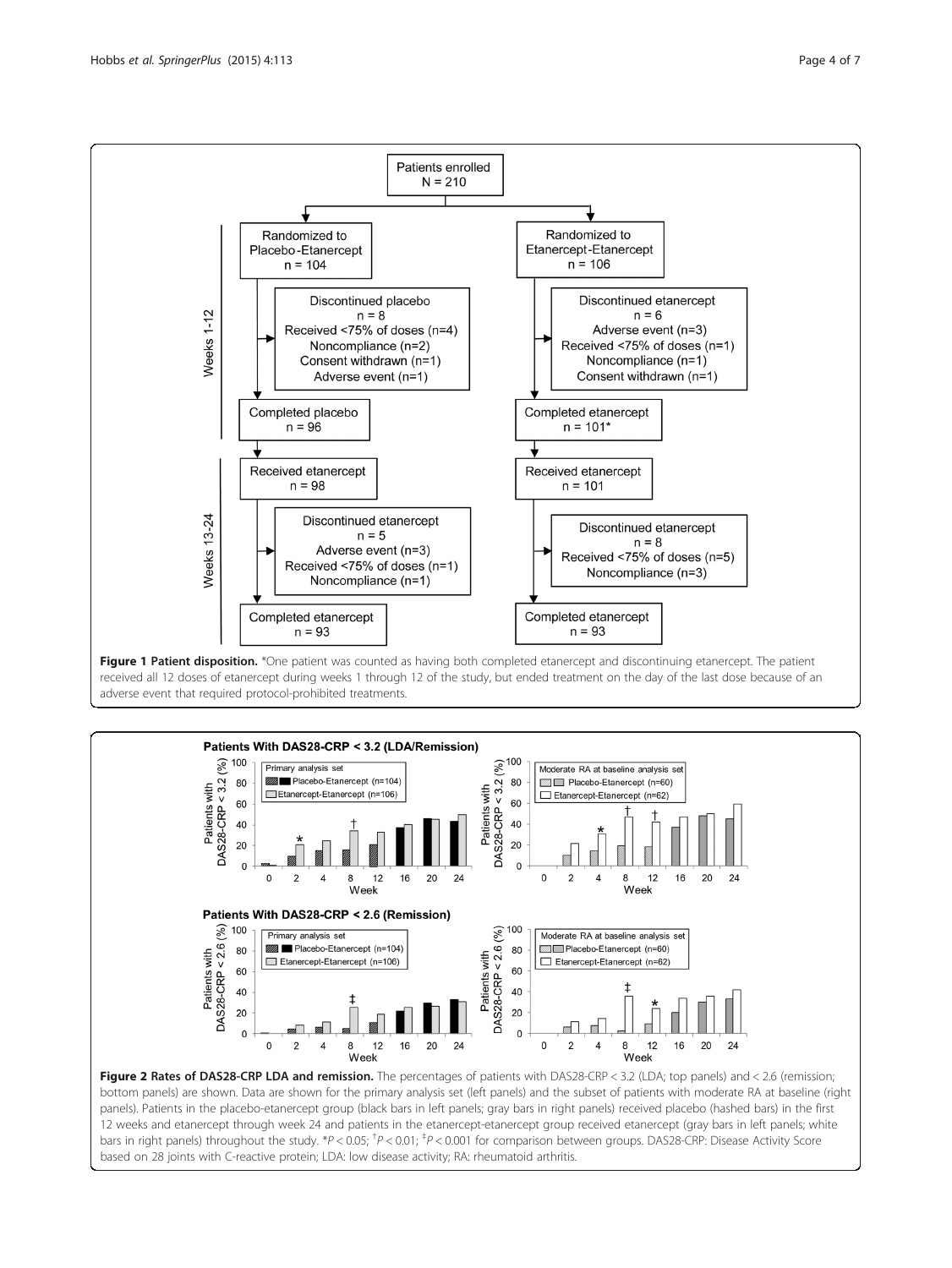**Figure 1 Patient disposition.** *One patient was counted as having both completed etanercept and discontinuing etanercept. The patient received all 12 doses of etanercept during weeks 1 through 12 of the study, but ended treatment on the day of the last dose because of an adverse event that required protocol-prohibited treatments.

**Figure 2 Rates of DAS28-CRP LDA and remission.** The percentages of patients with DAS28-CRP < 3.2 (LDA; top panels) and < 2.6 (remission; bottom panels) are shown. Data are shown for the primary analysis set (left panels) and the subset of patients with moderate RA at baseline (right panels). Patients in the placebo-etanercept group (black bars in left panels; gray bars in right panels) received placebo (hashed bars) in the first 12 weeks and etanercept through week 24 and patients in the etanercept-etanercept group received etanercept (gray bars in left panels; white bars in right panels) throughout the study. *$P < 0.05$; †$P < 0.01$; ‡$P < 0.001$ for comparison between groups. DAS28-CRP: Disease Activity Score based on 28 joints with C-reactive protein; LDA: low disease activity; RA: rheumatoid arthritis.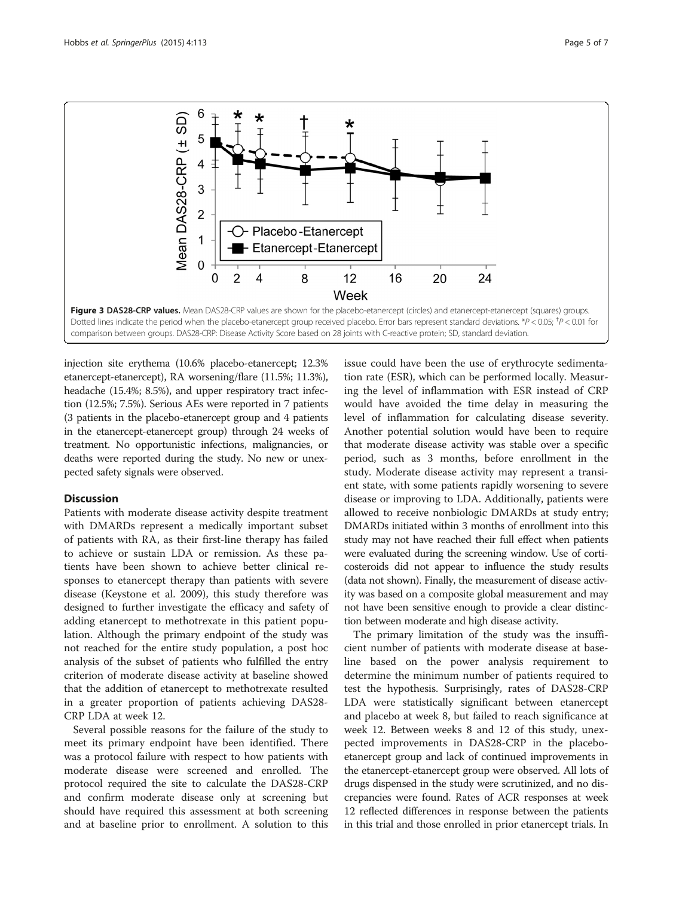**Figure 3 DAS28-CRP values.** Mean DAS28-CRP values are shown for the placebo-etanercept (circles) and etanercept-etanercept (squares) groups. Dotted lines indicate the period when the placebo-etanercept group received placebo. Error bars represent standard deviations. *$P < 0.05$; †$P < 0.01$ for comparison between groups. DAS28-CRP: Disease Activity Score based on 28 joints with C-reactive protein; SD, standard deviation.

injection site erythema (10.6% placebo-etanercept; 12.3% etanercept-etanercept), RA worsening/flare (11.5%; 11.3%), headache (15.4%; 8.5%), and upper respiratory tract infection (12.5%; 7.5%). Serious AEs were reported in 7 patients (3 patients in the placebo-etanercept group and 4 patients in the etanercept-etanercept group) through 24 weeks of treatment. No opportunistic infections, malignancies, or deaths were reported during the study. No new or unexpected safety signals were observed.

## Discussion

Patients with moderate disease activity despite treatment with DMARDs represent a medically important subset of patients with RA, as their first-line therapy has failed to achieve or sustain LDA or remission. As these patients have been shown to achieve better clinical responses to etanercept therapy than patients with severe disease (Keystone et al. 2009), this study therefore was designed to further investigate the efficacy and safety of adding etanercept to methotrexate in this patient population. Although the primary endpoint of the study was not reached for the entire study population, a post hoc analysis of the subset of patients who fulfilled the entry criterion of moderate disease activity at baseline showed that the addition of etanercept to methotrexate resulted in a greater proportion of patients achieving DAS28-CRP LDA at week 12.

Several possible reasons for the failure of the study to meet its primary endpoint have been identified. There was a protocol failure with respect to how patients with moderate disease were screened and enrolled. The protocol required the site to calculate the DAS28-CRP and confirm moderate disease only at screening but should have required this assessment at both screening and at baseline prior to enrollment. A solution to this issue could have been the use of erythrocyte sedimentation rate (ESR), which can be performed locally. Measuring the level of inflammation with ESR instead of CRP would have avoided the time delay in measuring the level of inflammation for calculating disease severity. Another potential solution would have been to require that moderate disease activity was stable over a specific period, such as 3 months, before enrollment in the study. Moderate disease activity may represent a transient state, with some patients rapidly worsening to severe disease or improving to LDA. Additionally, patients were allowed to receive nonbiologic DMARDs at study entry; DMARDs initiated within 3 months of enrollment into this study may not have reached their full effect when patients were evaluated during the screening window. Use of corticosteroids did not appear to influence the study results (data not shown). Finally, the measurement of disease activity was based on a composite global measurement and may not have been sensitive enough to provide a clear distinction between moderate and high disease activity.

The primary limitation of the study was the insufficient number of patients with moderate disease at baseline based on the power analysis requirement to determine the minimum number of patients required to test the hypothesis. Surprisingly, rates of DAS28-CRP LDA were statistically significant between etanercept and placebo at week 8, but failed to reach significance at week 12. Between weeks 8 and 12 of this study, unexpected improvements in DAS28-CRP in the placebo-etanercept group and lack of continued improvements in the etanercept-etanercept group were observed. All lots of drugs dispensed in the study were scrutinized, and no discrepancies were found. Rates of ACR responses at week 12 reflected differences in response between the patients in this trial and those enrolled in prior etanercept trials. In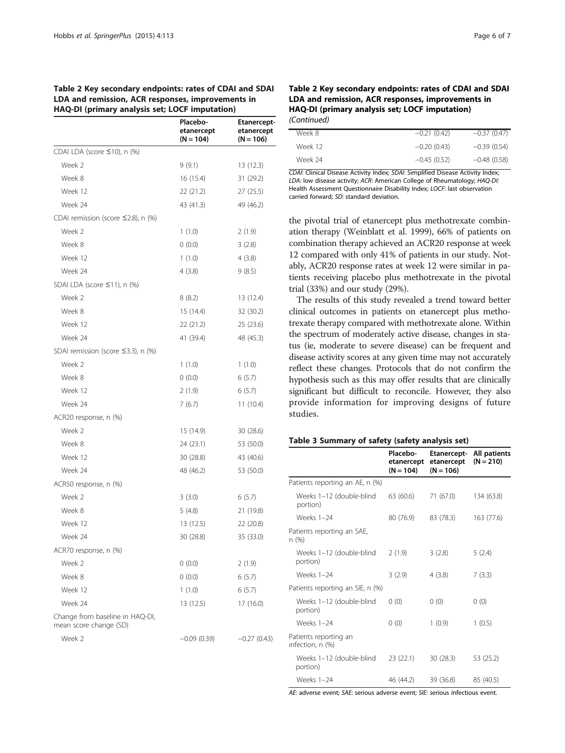**Table 2 Key secondary endpoints: rates of CDAI and SDAI LDA and remission, ACR responses, improvements in HAQ-DI (primary analysis set; LOCF imputation)**

| | Placebo-etanercept (N = 104) | Etanercept-etanercept (N = 106) |
|---|---|---|
| CDAI LDA (score ≤10), n (%) | | |
| Week 2 | 9 (9.1) | 13 (12.3) |
| Week 8 | 16 (15.4) | 31 (29.2) |
| Week 12 | 22 (21.2) | 27 (25.5) |
| Week 24 | 43 (41.3) | 49 (46.2) |
| CDAI remission (score ≤2.8), n (%) | | |
| Week 2 | 1 (1.0) | 2 (1.9) |
| Week 8 | 0 (0.0) | 3 (2.8) |
| Week 12 | 1 (1.0) | 4 (3.8) |
| Week 24 | 4 (3.8) | 9 (8.5) |
| SDAI LDA (score ≤11), n (%) | | |
| Week 2 | 8 (8.2) | 13 (12.4) |
| Week 8 | 15 (14.4) | 32 (30.2) |
| Week 12 | 22 (21.2) | 25 (23.6) |
| Week 24 | 41 (39.4) | 48 (45.3) |
| SDAI remission (score ≤3.3), n (%) | | |
| Week 2 | 1 (1.0) | 1 (1.0) |
| Week 8 | 0 (0.0) | 6 (5.7) |
| Week 12 | 2 (1.9) | 6 (5.7) |
| Week 24 | 7 (6.7) | 11 (10.4) |
| ACR20 response, n (%) | | |
| Week 2 | 15 (14.9) | 30 (28.6) |
| Week 8 | 24 (23.1) | 53 (50.0) |
| Week 12 | 30 (28.8) | 43 (40.6) |
| Week 24 | 48 (46.2) | 53 (50.0) |
| ACR50 response, n (%) | | |
| Week 2 | 3 (3.0) | 6 (5.7) |
| Week 8 | 5 (4.8) | 21 (19.8) |
| Week 12 | 13 (12.5) | 22 (20.8) |
| Week 24 | 30 (28.8) | 35 (33.0) |
| ACR70 response, n (%) | | |
| Week 2 | 0 (0.0) | 2 (1.9) |
| Week 8 | 0 (0.0) | 6 (5.7) |
| Week 12 | 1 (1.0) | 6 (5.7) |
| Week 24 | 13 (12.5) | 17 (16.0) |
| Change from baseline in HAQ-DI, mean score change (SD) | | |
| Week 2 | −0.09 (0.39) | −0.27 (0.43) |
| Week 8 | −0.21 (0.42) | −0.37 (0.47) |
| Week 12 | −0.20 (0.43) | −0.39 (0.54) |
| Week 24 | −0.45 (0.52) | −0.48 (0.58) |

*CDAI*: Clinical Disease Activity Index; *SDAI*: Simplified Disease Activity Index; *LDA*: low disease activity; *ACR*: American College of Rheumatology; *HAQ-DI*: Health Assessment Questionnaire Disability Index; *LOCF*: last observation carried forward; *SD*: standard deviation.

the pivotal trial of etanercept plus methotrexate combination therapy (Weinblatt et al. 1999), 66% of patients on combination therapy achieved an ACR20 response at week 12 compared with only 41% of patients in our study. Notably, ACR20 response rates at week 12 were similar in patients receiving placebo plus methotrexate in the pivotal trial (33%) and our study (29%).

The results of this study revealed a trend toward better clinical outcomes in patients on etanercept plus methotrexate therapy compared with methotrexate alone. Within the spectrum of moderately active disease, changes in status (ie, moderate to severe disease) can be frequent and disease activity scores at any given time may not accurately reflect these changes. Protocols that do not confirm the hypothesis such as this may offer results that are clinically significant but difficult to reconcile. However, they also provide information for improving designs of future studies.

**Table 3 Summary of safety (safety analysis set)**

| | Placebo-etanercept (N = 104) | Etanercept-etanercept (N = 106) | All patients (N = 210) |
|---|---|---|---|
| Patients reporting an AE, n (%) | | | |
| Weeks 1–12 (double-blind portion) | 63 (60.6) | 71 (67.0) | 134 (63.8) |
| Weeks 1–24 | 80 (76.9) | 83 (78.3) | 163 (77.6) |
| Patients reporting an SAE, n (%) | | | |
| Weeks 1–12 (double-blind portion) | 2 (1.9) | 3 (2.8) | 5 (2.4) |
| Weeks 1–24 | 3 (2.9) | 4 (3.8) | 7 (3.3) |
| Patients reporting an SIE, n (%) | | | |
| Weeks 1–12 (double-blind portion) | 0 (0) | 0 (0) | 0 (0) |
| Weeks 1–24 | 0 (0) | 1 (0.9) | 1 (0.5) |
| Patients reporting an infection, n (%) | | | |
| Weeks 1–12 (double-blind portion) | 23 (22.1) | 30 (28.3) | 53 (25.2) |
| Weeks 1–24 | 46 (44.2) | 39 (36.8) | 85 (40.5) |

*AE*: adverse event; *SAE*: serious adverse event; *SIE*: serious infectious event.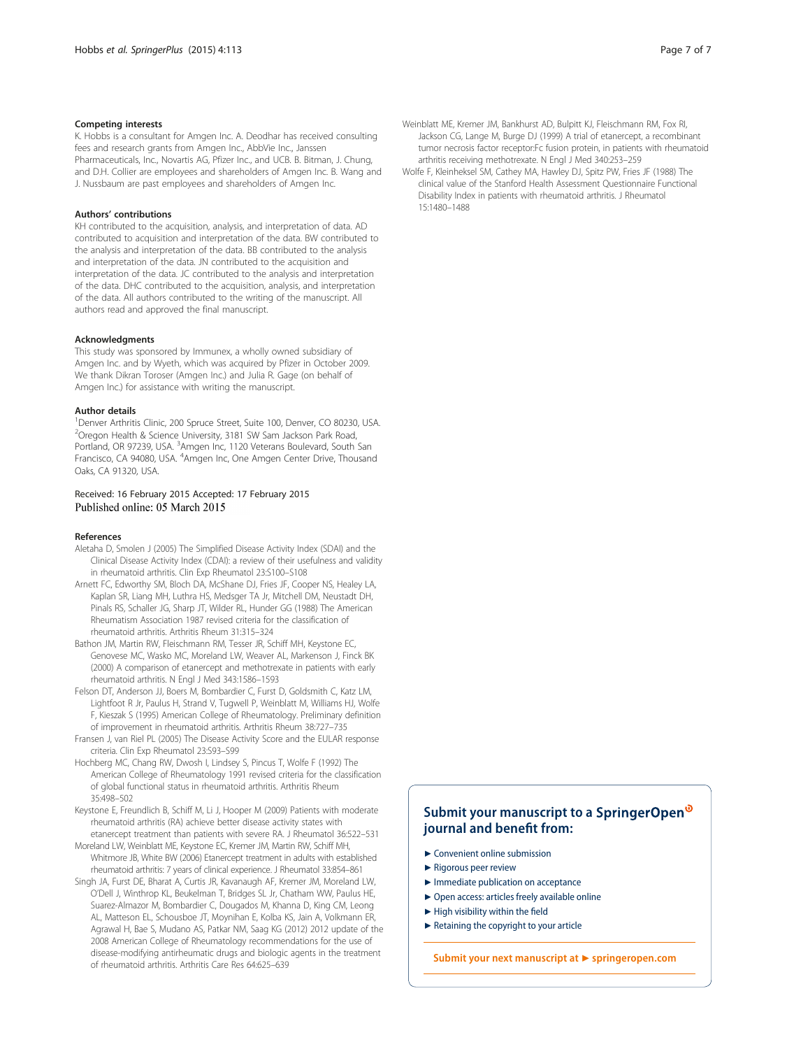### Competing interests

K. Hobbs is a consultant for Amgen Inc. A. Deodhar has received consulting fees and research grants from Amgen Inc., AbbVie Inc., Janssen Pharmaceuticals, Inc., Novartis AG, Pfizer Inc., and UCB. B. Bitman, J. Chung, and D.H. Collier are employees and shareholders of Amgen Inc. B. Wang and J. Nussbaum are past employees and shareholders of Amgen Inc.

### Authors' contributions

KH contributed to the acquisition, analysis, and interpretation of data. AD contributed to acquisition and interpretation of the data. BW contributed to the analysis and interpretation of the data. BB contributed to the analysis and interpretation of the data. JN contributed to the acquisition and interpretation of the data. JC contributed to the analysis and interpretation of the data. DHC contributed to the acquisition, analysis, and interpretation of the data. All authors contributed to the writing of the manuscript. All authors read and approved the final manuscript.

### Acknowledgments

This study was sponsored by Immunex, a wholly owned subsidiary of Amgen Inc. and by Wyeth, which was acquired by Pfizer in October 2009. We thank Dikran Toroser (Amgen Inc.) and Julia R. Gage (on behalf of Amgen Inc.) for assistance with writing the manuscript.

### Author details

[1]Denver Arthritis Clinic, 200 Spruce Street, Suite 100, Denver, CO 80230, USA. [2]Oregon Health & Science University, 3181 SW Sam Jackson Park Road, Portland, OR 97239, USA. [3]Amgen Inc, 1120 Veterans Boulevard, South San Francisco, CA 94080, USA. [4]Amgen Inc, One Amgen Center Drive, Thousand Oaks, CA 91320, USA.

Received: 16 February 2015 Accepted: 17 February 2015
Published online: 05 March 2015

### References

Aletaha D, Smolen J (2005) The Simplified Disease Activity Index (SDAI) and the Clinical Disease Activity Index (CDAI): a review of their usefulness and validity in rheumatoid arthritis. Clin Exp Rheumatol 23:S100–S108

Arnett FC, Edworthy SM, Bloch DA, McShane DJ, Fries JF, Cooper NS, Healey LA, Kaplan SR, Liang MH, Luthra HS, Medsger TA Jr, Mitchell DM, Neustadt DH, Pinals RS, Schaller JG, Sharp JT, Wilder RL, Hunder GG (1988) The American Rheumatism Association 1987 revised criteria for the classification of rheumatoid arthritis. Arthritis Rheum 31:315–324

Bathon JM, Martin RW, Fleischmann RM, Tesser JR, Schiff MH, Keystone EC, Genovese MC, Wasko MC, Moreland LW, Weaver AL, Markenson J, Finck BK (2000) A comparison of etanercept and methotrexate in patients with early rheumatoid arthritis. N Engl J Med 343:1586–1593

Felson DT, Anderson JJ, Boers M, Bombardier C, Furst D, Goldsmith C, Katz LM, Lightfoot R Jr, Paulus H, Strand V, Tugwell P, Weinblatt M, Williams HJ, Wolfe F, Kieszak S (1995) American College of Rheumatology. Preliminary definition of improvement in rheumatoid arthritis. Arthritis Rheum 38:727–735

Fransen J, van Riel PL (2005) The Disease Activity Score and the EULAR response criteria. Clin Exp Rheumatol 23:S93–S99

Hochberg MC, Chang RW, Dwosh I, Lindsey S, Pincus T, Wolfe F (1992) The American College of Rheumatology 1991 revised criteria for the classification of global functional status in rheumatoid arthritis. Arthritis Rheum 35:498–502

Keystone E, Freundlich B, Schiff M, Li J, Hooper M (2009) Patients with moderate rheumatoid arthritis (RA) achieve better disease activity states with etanercept treatment than patients with severe RA. J Rheumatol 36:522–531

Moreland LW, Weinblatt ME, Keystone EC, Kremer JM, Martin RW, Schiff MH, Whitmore JB, White BW (2006) Etanercept treatment in adults with established rheumatoid arthritis: 7 years of clinical experience. J Rheumatol 33:854–861

Singh JA, Furst DE, Bharat A, Curtis JR, Kavanaugh AF, Kremer JM, Moreland LW, O'Dell J, Winthrop KL, Beukelman T, Bridges SL Jr, Chatham WW, Paulus HE, Suarez-Almazor M, Bombardier C, Dougados M, Khanna D, King CM, Leong AL, Matteson EL, Schousboe JT, Moynihan E, Kolba KS, Jain A, Volkmann ER, Agrawal H, Bae S, Mudano AS, Patkar NM, Saag KG (2012) 2012 update of the 2008 American College of Rheumatology recommendations for the use of disease-modifying antirheumatic drugs and biologic agents in the treatment of rheumatoid arthritis. Arthritis Care Res 64:625–639

Weinblatt ME, Kremer JM, Bankhurst AD, Bulpitt KJ, Fleischmann RM, Fox RI, Jackson CG, Lange M, Burge DJ (1999) A trial of etanercept, a recombinant tumor necrosis factor receptor:Fc fusion protein, in patients with rheumatoid arthritis receiving methotrexate. N Engl J Med 340:253–259

Wolfe F, Kleinheksel SM, Cathey MA, Hawley DJ, Spitz PW, Fries JF (1988) The clinical value of the Stanford Health Assessment Questionnaire Functional Disability Index in patients with rheumatoid arthritis. J Rheumatol 15:1480–1488